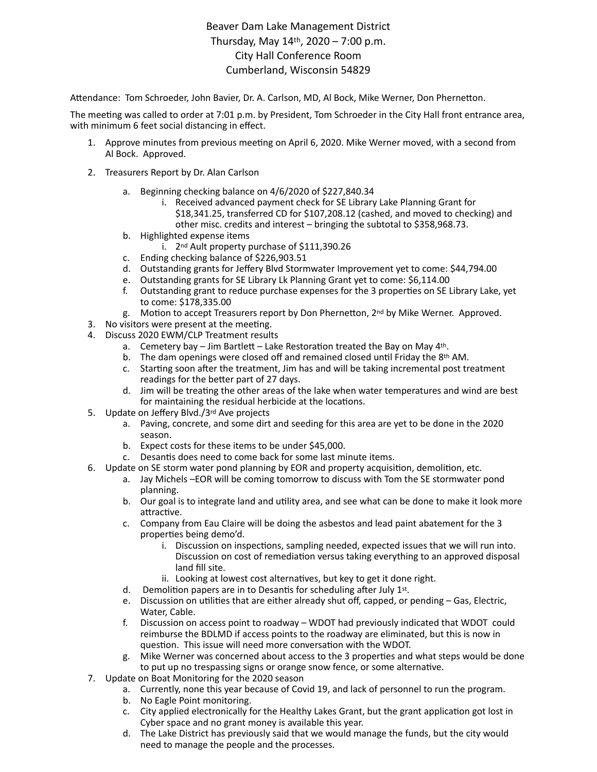# Beaver Dam Lake Management District

Thursday, May 14th, 2020 – 7:00 p.m.
City Hall Conference Room
Cumberland, Wisconsin 54829

Attendance: Tom Schroeder, John Bavier, Dr. A. Carlson, MD, Al Bock, Mike Werner, Don Phernetton.

The meeting was called to order at 7:01 p.m. by President, Tom Schroeder in the City Hall front entrance area, with minimum 6 feet social distancing in effect.

1. Approve minutes from previous meeting on April 6, 2020. Mike Werner moved, with a second from Al Bock. Approved.
2. Treasurers Report by Dr. Alan Carlson
   a. Beginning checking balance on 4/6/2020 of $227,840.34
      i. Received advanced payment check for SE Library Lake Planning Grant for $18,341.25, transferred CD for $107,208.12 (cashed, and moved to checking) and other misc. credits and interest – bringing the subtotal to $358,968.73.
   b. Highlighted expense items
      i. 2nd Ault property purchase of $111,390.26
   c. Ending checking balance of $226,903.51
   d. Outstanding grants for Jeffery Blvd Stormwater Improvement yet to come: $44,794.00
   e. Outstanding grants for SE Library Lk Planning Grant yet to come: $6,114.00
   f. Outstanding grant to reduce purchase expenses for the 3 properties on SE Library Lake, yet to come: $178,335.00
   g. Motion to accept Treasurers report by Don Phernetton, 2nd by Mike Werner. Approved.
3. No visitors were present at the meeting.
4. Discuss 2020 EWM/CLP Treatment results
   a. Cemetery bay – Jim Bartlett – Lake Restoration treated the Bay on May 4th.
   b. The dam openings were closed off and remained closed until Friday the 8th AM.
   c. Starting soon after the treatment, Jim has and will be taking incremental post treatment readings for the better part of 27 days.
   d. Jim will be treating the other areas of the lake when water temperatures and wind are best for maintaining the residual herbicide at the locations.
5. Update on Jeffery Blvd./3rd Ave projects
   a. Paving, concrete, and some dirt and seeding for this area are yet to be done in the 2020 season.
   b. Expect costs for these items to be under $45,000.
   c. Desantis does need to come back for some last minute items.
6. Update on SE storm water pond planning by EOR and property acquisition, demolition, etc.
   a. Jay Michels –EOR will be coming tomorrow to discuss with Tom the SE stormwater pond planning.
   b. Our goal is to integrate land and utility area, and see what can be done to make it look more attractive.
   c. Company from Eau Claire will be doing the asbestos and lead paint abatement for the 3 properties being demo'd.
      i. Discussion on inspections, sampling needed, expected issues that we will run into. Discussion on cost of remediation versus taking everything to an approved disposal land fill site.
      ii. Looking at lowest cost alternatives, but key to get it done right.
   d. Demolition papers are in to Desantis for scheduling after July 1st.
   e. Discussion on utilities that are either already shut off, capped, or pending – Gas, Electric, Water, Cable.
   f. Discussion on access point to roadway – WDOT had previously indicated that WDOT could reimburse the BDLMD if access points to the roadway are eliminated, but this is now in question. This issue will need more conversation with the WDOT.
   g. Mike Werner was concerned about access to the 3 properties and what steps would be done to put up no trespassing signs or orange snow fence, or some alternative.
7. Update on Boat Monitoring for the 2020 season
   a. Currently, none this year because of Covid 19, and lack of personnel to run the program.
   b. No Eagle Point monitoring.
   c. City applied electronically for the Healthy Lakes Grant, but the grant application got lost in Cyber space and no grant money is available this year.
   d. The Lake District has previously said that we would manage the funds, but the city would need to manage the people and the processes.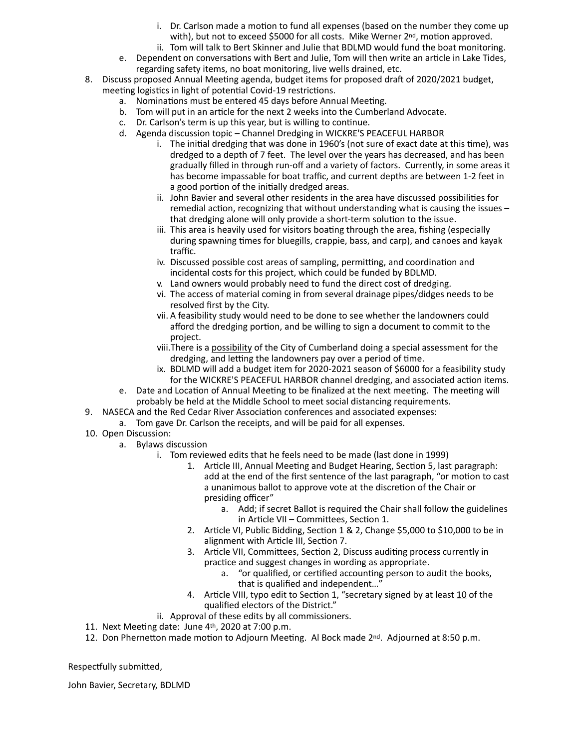i. Dr. Carlson made a motion to fund all expenses (based on the number they come up with), but not to exceed $5000 for all costs. Mike Werner 2nd, motion approved.
   ii. Tom will talk to Bert Skinner and Julie that BDLMD would fund the boat monitoring.

   e. Dependent on conversations with Bert and Julie, Tom will then write an article in Lake Tides, regarding safety items, no boat monitoring, live wells drained, etc.

8. Discuss proposed Annual Meeting agenda, budget items for proposed draft of 2020/2021 budget, meeting logistics in light of potential Covid-19 restrictions.
   a. Nominations must be entered 45 days before Annual Meeting.
   b. Tom will put in an article for the next 2 weeks into the Cumberland Advocate.
   c. Dr. Carlson's term is up this year, but is willing to continue.
   d. Agenda discussion topic – Channel Dredging in WICKRE'S PEACEFUL HARBOR
      i. The initial dredging that was done in 1960's (not sure of exact date at this time), was dredged to a depth of 7 feet. The level over the years has decreased, and has been gradually filled in through run-off and a variety of factors. Currently, in some areas it has become impassable for boat traffic, and current depths are between 1-2 feet in a good portion of the initially dredged areas.
      ii. John Bavier and several other residents in the area have discussed possibilities for remedial action, recognizing that without understanding what is causing the issues – that dredging alone will only provide a short-term solution to the issue.
      iii. This area is heavily used for visitors boating through the area, fishing (especially during spawning times for bluegills, crappie, bass, and carp), and canoes and kayak traffic.
      iv. Discussed possible cost areas of sampling, permitting, and coordination and incidental costs for this project, which could be funded by BDLMD.
      v. Land owners would probably need to fund the direct cost of dredging.
      vi. The access of material coming in from several drainage pipes/didges needs to be resolved first by the City.
      vii. A feasibility study would need to be done to see whether the landowners could afford the dredging portion, and be willing to sign a document to commit to the project.
      viii. There is a <u>possibility</u> of the City of Cumberland doing a special assessment for the dredging, and letting the landowners pay over a period of time.
      ix. BDLMD will add a budget item for 2020-2021 season of $6000 for a feasibility study for the WICKRE'S PEACEFUL HARBOR channel dredging, and associated action items.
   e. Date and Location of Annual Meeting to be finalized at the next meeting. The meeting will probably be held at the Middle School to meet social distancing requirements.

9. NASECA and the Red Cedar River Association conferences and associated expenses:
   a. Tom gave Dr. Carlson the receipts, and will be paid for all expenses.

10. Open Discussion:
    a. Bylaws discussion
       i. Tom reviewed edits that he feels need to be made (last done in 1999)
          1. Article III, Annual Meeting and Budget Hearing, Section 5, last paragraph: add at the end of the first sentence of the last paragraph, "or motion to cast a unanimous ballot to approve vote at the discretion of the Chair or presiding officer"
             a. Add; if secret Ballot is required the Chair shall follow the guidelines in Article VII – Committees, Section 1.
          2. Article VI, Public Bidding, Section 1 & 2, Change $5,000 to $10,000 to be in alignment with Article III, Section 7.
          3. Article VII, Committees, Section 2, Discuss auditing process currently in practice and suggest changes in wording as appropriate.
             a. "or qualified, or certified accounting person to audit the books, that is qualified and independent…"
          4. Article VIII, typo edit to Section 1, "secretary signed by at least <u>10</u> of the qualified electors of the District."
       ii. Approval of these edits by all commissioners.

11. Next Meeting date: June 4th, 2020 at 7:00 p.m.

12. Don Phernetton made motion to Adjourn Meeting. Al Bock made 2nd. Adjourned at 8:50 p.m.

Respectfully submitted,

John Bavier, Secretary, BDLMD